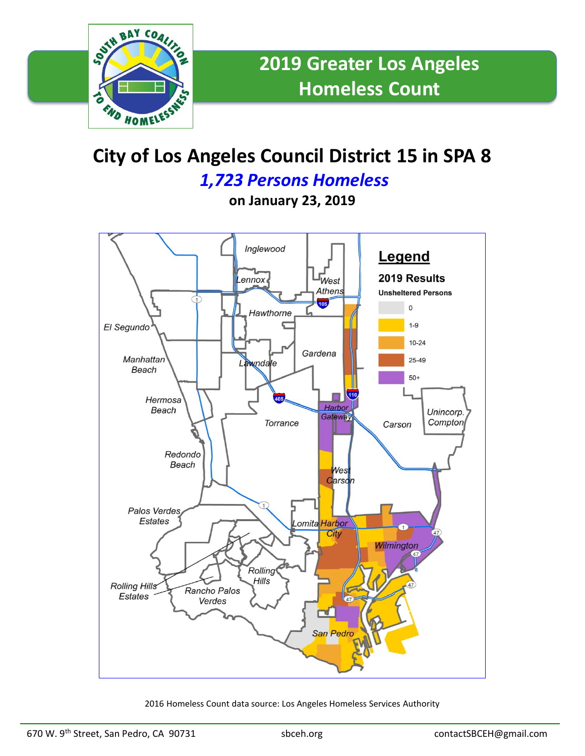# 2019 Greater Los Angeles Homeless Count

## City of Los Angeles Council District 15 in SPA 8

***1,723 Persons Homeless***

**on January 23, 2019**

Legend

2019 Results

Unsheltered Persons

0

1-9

10-24

25-49

50+

Inglewood

Lennox

West Athens

Hawthorne

El Segundo

Manhattan Beach

Lawndale

Gardena

Hermosa Beach

Torrance

Harbor Gateway

Carson

Unincorp. Compton

Redondo Beach

West Carson

Palos Verdes Estates

Lomita

Harbor City

Wilmington

Rolling Hills

Rolling Hills Estates

Rancho Palos Verdes

San Pedro

2016 Homeless Count data source: Los Angeles Homeless Services Authority

670 W. 9th Street, San Pedro, CA 90731 | sbceh.org | contactSBCEH@gmail.com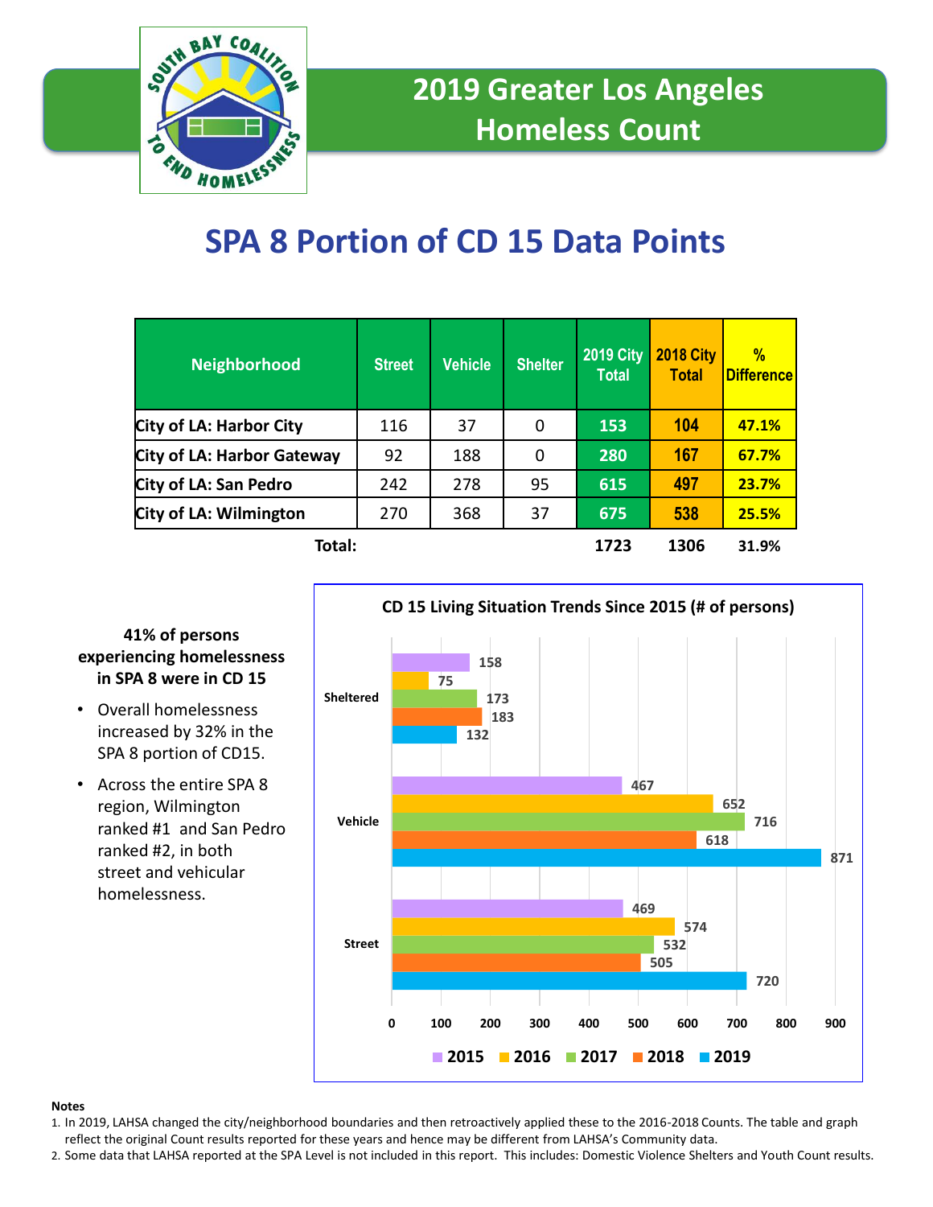## 2019 Greater Los Angeles Homeless Count

South Bay Coalition to End Homelessness

# SPA 8 Portion of CD 15 Data Points

| Neighborhood | Street | Vehicle | Shelter | 2019 City Total | 2018 City Total | % Difference |
|---|---|---|---|---|---|---|
| City of LA: Harbor City | 116 | 37 | 0 | 153 | 104 | 47.1% |
| City of LA: Harbor Gateway | 92 | 188 | 0 | 280 | 167 | 67.7% |
| City of LA: San Pedro | 242 | 278 | 95 | 615 | 497 | 23.7% |
| City of LA: Wilmington | 270 | 368 | 37 | 675 | 538 | 25.5% |
| **Total:** | | | | **1723** | **1306** | **31.9%** |

**41% of persons experiencing homelessness in SPA 8 were in CD 15**

- Overall homelessness increased by 32% in the SPA 8 portion of CD15.
- Across the entire SPA 8 region, Wilmington ranked #1 and San Pedro ranked #2, in both street and vehicular homelessness.

**CD 15 Living Situation Trends Since 2015 (# of persons)**

Sheltered: 158, 75, 173, 183, 132

Vehicle: 467, 652, 716, 618, 871

Street: 469, 574, 532, 505, 720

0 100 200 300 400 500 600 700 800 900

2015 2016 2017 2018 2019

**Notes**

1. In 2019, LAHSA changed the city/neighborhood boundaries and then retroactively applied these to the 2016-2018 Counts. The table and graph reflect the original Count results reported for these years and hence may be different from LAHSA's Community data.
2. Some data that LAHSA reported at the SPA Level is not included in this report. This includes: Domestic Violence Shelters and Youth Count results.